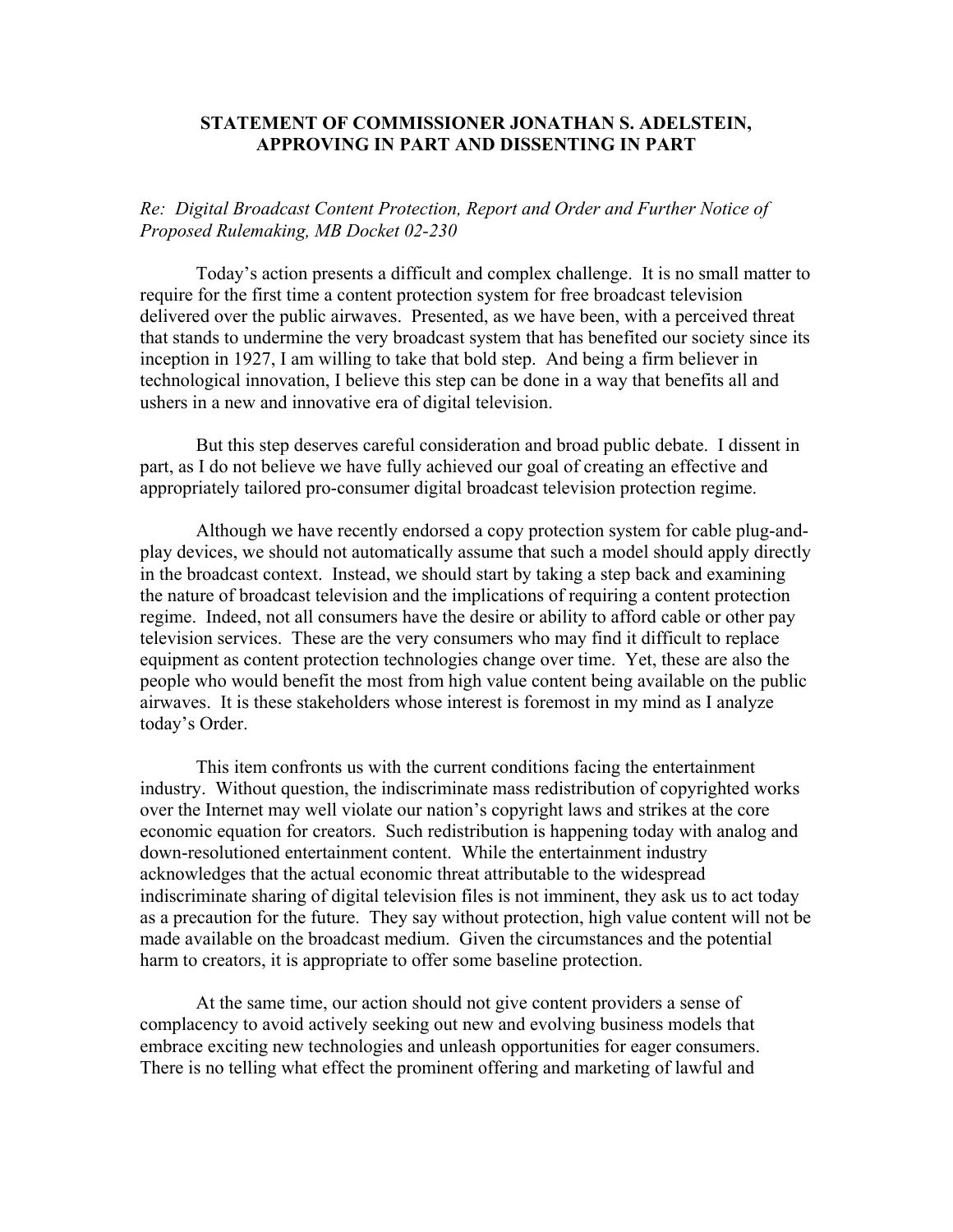# STATEMENT OF COMMISSIONER JONATHAN S. ADELSTEIN, APPROVING IN PART AND DISSENTING IN PART

*Re: Digital Broadcast Content Protection, Report and Order and Further Notice of Proposed Rulemaking, MB Docket 02-230*

Today's action presents a difficult and complex challenge. It is no small matter to require for the first time a content protection system for free broadcast television delivered over the public airwaves. Presented, as we have been, with a perceived threat that stands to undermine the very broadcast system that has benefited our society since its inception in 1927, I am willing to take that bold step. And being a firm believer in technological innovation, I believe this step can be done in a way that benefits all and ushers in a new and innovative era of digital television.

But this step deserves careful consideration and broad public debate. I dissent in part, as I do not believe we have fully achieved our goal of creating an effective and appropriately tailored pro-consumer digital broadcast television protection regime.

Although we have recently endorsed a copy protection system for cable plug-and-play devices, we should not automatically assume that such a model should apply directly in the broadcast context. Instead, we should start by taking a step back and examining the nature of broadcast television and the implications of requiring a content protection regime. Indeed, not all consumers have the desire or ability to afford cable or other pay television services. These are the very consumers who may find it difficult to replace equipment as content protection technologies change over time. Yet, these are also the people who would benefit the most from high value content being available on the public airwaves. It is these stakeholders whose interest is foremost in my mind as I analyze today's Order.

This item confronts us with the current conditions facing the entertainment industry. Without question, the indiscriminate mass redistribution of copyrighted works over the Internet may well violate our nation's copyright laws and strikes at the core economic equation for creators. Such redistribution is happening today with analog and down-resolutioned entertainment content. While the entertainment industry acknowledges that the actual economic threat attributable to the widespread indiscriminate sharing of digital television files is not imminent, they ask us to act today as a precaution for the future. They say without protection, high value content will not be made available on the broadcast medium. Given the circumstances and the potential harm to creators, it is appropriate to offer some baseline protection.

At the same time, our action should not give content providers a sense of complacency to avoid actively seeking out new and evolving business models that embrace exciting new technologies and unleash opportunities for eager consumers. There is no telling what effect the prominent offering and marketing of lawful and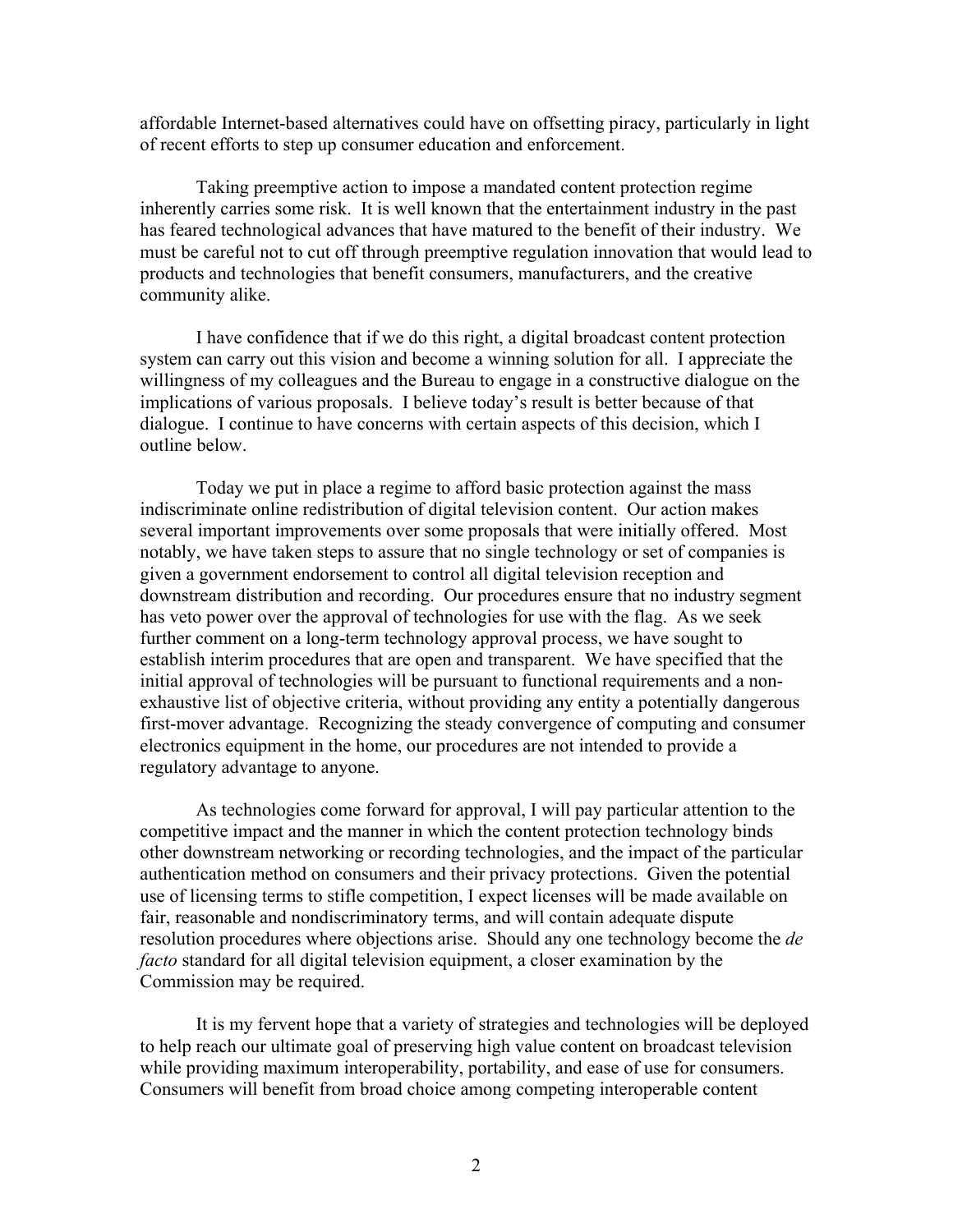affordable Internet-based alternatives could have on offsetting piracy, particularly in light of recent efforts to step up consumer education and enforcement.

Taking preemptive action to impose a mandated content protection regime inherently carries some risk. It is well known that the entertainment industry in the past has feared technological advances that have matured to the benefit of their industry. We must be careful not to cut off through preemptive regulation innovation that would lead to products and technologies that benefit consumers, manufacturers, and the creative community alike.

I have confidence that if we do this right, a digital broadcast content protection system can carry out this vision and become a winning solution for all. I appreciate the willingness of my colleagues and the Bureau to engage in a constructive dialogue on the implications of various proposals. I believe today's result is better because of that dialogue. I continue to have concerns with certain aspects of this decision, which I outline below.

Today we put in place a regime to afford basic protection against the mass indiscriminate online redistribution of digital television content. Our action makes several important improvements over some proposals that were initially offered. Most notably, we have taken steps to assure that no single technology or set of companies is given a government endorsement to control all digital television reception and downstream distribution and recording. Our procedures ensure that no industry segment has veto power over the approval of technologies for use with the flag. As we seek further comment on a long-term technology approval process, we have sought to establish interim procedures that are open and transparent. We have specified that the initial approval of technologies will be pursuant to functional requirements and a non-exhaustive list of objective criteria, without providing any entity a potentially dangerous first-mover advantage. Recognizing the steady convergence of computing and consumer electronics equipment in the home, our procedures are not intended to provide a regulatory advantage to anyone.

As technologies come forward for approval, I will pay particular attention to the competitive impact and the manner in which the content protection technology binds other downstream networking or recording technologies, and the impact of the particular authentication method on consumers and their privacy protections. Given the potential use of licensing terms to stifle competition, I expect licenses will be made available on fair, reasonable and nondiscriminatory terms, and will contain adequate dispute resolution procedures where objections arise. Should any one technology become the *de facto* standard for all digital television equipment, a closer examination by the Commission may be required.

It is my fervent hope that a variety of strategies and technologies will be deployed to help reach our ultimate goal of preserving high value content on broadcast television while providing maximum interoperability, portability, and ease of use for consumers. Consumers will benefit from broad choice among competing interoperable content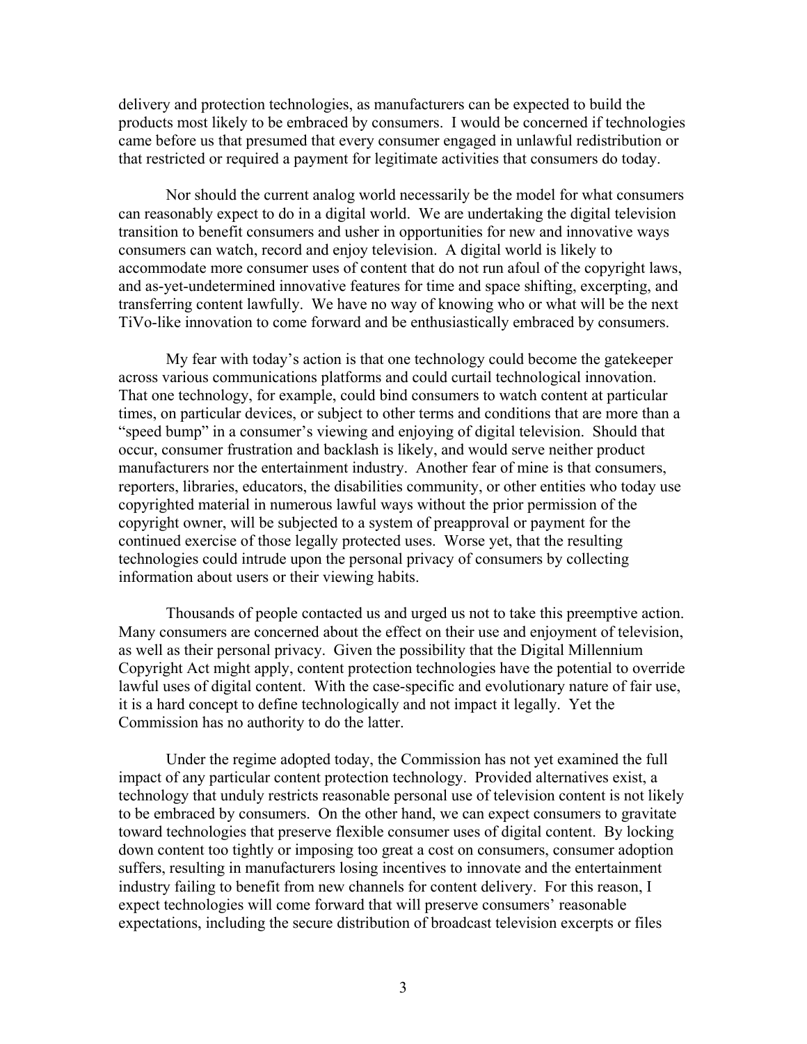delivery and protection technologies, as manufacturers can be expected to build the products most likely to be embraced by consumers. I would be concerned if technologies came before us that presumed that every consumer engaged in unlawful redistribution or that restricted or required a payment for legitimate activities that consumers do today.

Nor should the current analog world necessarily be the model for what consumers can reasonably expect to do in a digital world. We are undertaking the digital television transition to benefit consumers and usher in opportunities for new and innovative ways consumers can watch, record and enjoy television. A digital world is likely to accommodate more consumer uses of content that do not run afoul of the copyright laws, and as-yet-undetermined innovative features for time and space shifting, excerpting, and transferring content lawfully. We have no way of knowing who or what will be the next TiVo-like innovation to come forward and be enthusiastically embraced by consumers.

My fear with today's action is that one technology could become the gatekeeper across various communications platforms and could curtail technological innovation. That one technology, for example, could bind consumers to watch content at particular times, on particular devices, or subject to other terms and conditions that are more than a "speed bump" in a consumer's viewing and enjoying of digital television. Should that occur, consumer frustration and backlash is likely, and would serve neither product manufacturers nor the entertainment industry. Another fear of mine is that consumers, reporters, libraries, educators, the disabilities community, or other entities who today use copyrighted material in numerous lawful ways without the prior permission of the copyright owner, will be subjected to a system of preapproval or payment for the continued exercise of those legally protected uses. Worse yet, that the resulting technologies could intrude upon the personal privacy of consumers by collecting information about users or their viewing habits.

Thousands of people contacted us and urged us not to take this preemptive action. Many consumers are concerned about the effect on their use and enjoyment of television, as well as their personal privacy. Given the possibility that the Digital Millennium Copyright Act might apply, content protection technologies have the potential to override lawful uses of digital content. With the case-specific and evolutionary nature of fair use, it is a hard concept to define technologically and not impact it legally. Yet the Commission has no authority to do the latter.

Under the regime adopted today, the Commission has not yet examined the full impact of any particular content protection technology. Provided alternatives exist, a technology that unduly restricts reasonable personal use of television content is not likely to be embraced by consumers. On the other hand, we can expect consumers to gravitate toward technologies that preserve flexible consumer uses of digital content. By locking down content too tightly or imposing too great a cost on consumers, consumer adoption suffers, resulting in manufacturers losing incentives to innovate and the entertainment industry failing to benefit from new channels for content delivery. For this reason, I expect technologies will come forward that will preserve consumers' reasonable expectations, including the secure distribution of broadcast television excerpts or files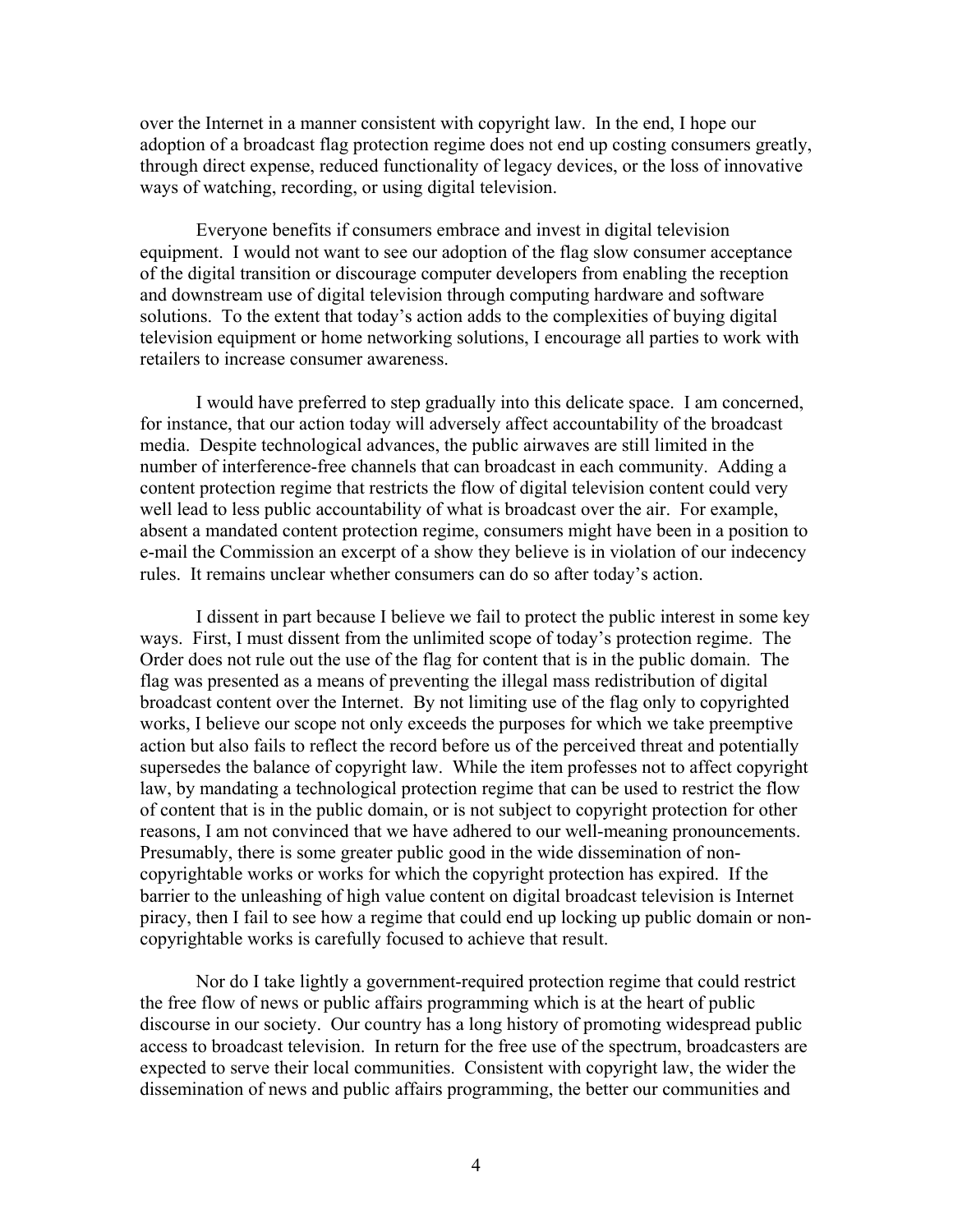over the Internet in a manner consistent with copyright law. In the end, I hope our adoption of a broadcast flag protection regime does not end up costing consumers greatly, through direct expense, reduced functionality of legacy devices, or the loss of innovative ways of watching, recording, or using digital television.

Everyone benefits if consumers embrace and invest in digital television equipment. I would not want to see our adoption of the flag slow consumer acceptance of the digital transition or discourage computer developers from enabling the reception and downstream use of digital television through computing hardware and software solutions. To the extent that today's action adds to the complexities of buying digital television equipment or home networking solutions, I encourage all parties to work with retailers to increase consumer awareness.

I would have preferred to step gradually into this delicate space. I am concerned, for instance, that our action today will adversely affect accountability of the broadcast media. Despite technological advances, the public airwaves are still limited in the number of interference-free channels that can broadcast in each community. Adding a content protection regime that restricts the flow of digital television content could very well lead to less public accountability of what is broadcast over the air. For example, absent a mandated content protection regime, consumers might have been in a position to e-mail the Commission an excerpt of a show they believe is in violation of our indecency rules. It remains unclear whether consumers can do so after today's action.

I dissent in part because I believe we fail to protect the public interest in some key ways. First, I must dissent from the unlimited scope of today's protection regime. The Order does not rule out the use of the flag for content that is in the public domain. The flag was presented as a means of preventing the illegal mass redistribution of digital broadcast content over the Internet. By not limiting use of the flag only to copyrighted works, I believe our scope not only exceeds the purposes for which we take preemptive action but also fails to reflect the record before us of the perceived threat and potentially supersedes the balance of copyright law. While the item professes not to affect copyright law, by mandating a technological protection regime that can be used to restrict the flow of content that is in the public domain, or is not subject to copyright protection for other reasons, I am not convinced that we have adhered to our well-meaning pronouncements. Presumably, there is some greater public good in the wide dissemination of non-copyrightable works or works for which the copyright protection has expired. If the barrier to the unleashing of high value content on digital broadcast television is Internet piracy, then I fail to see how a regime that could end up locking up public domain or non-copyrightable works is carefully focused to achieve that result.

Nor do I take lightly a government-required protection regime that could restrict the free flow of news or public affairs programming which is at the heart of public discourse in our society. Our country has a long history of promoting widespread public access to broadcast television. In return for the free use of the spectrum, broadcasters are expected to serve their local communities. Consistent with copyright law, the wider the dissemination of news and public affairs programming, the better our communities and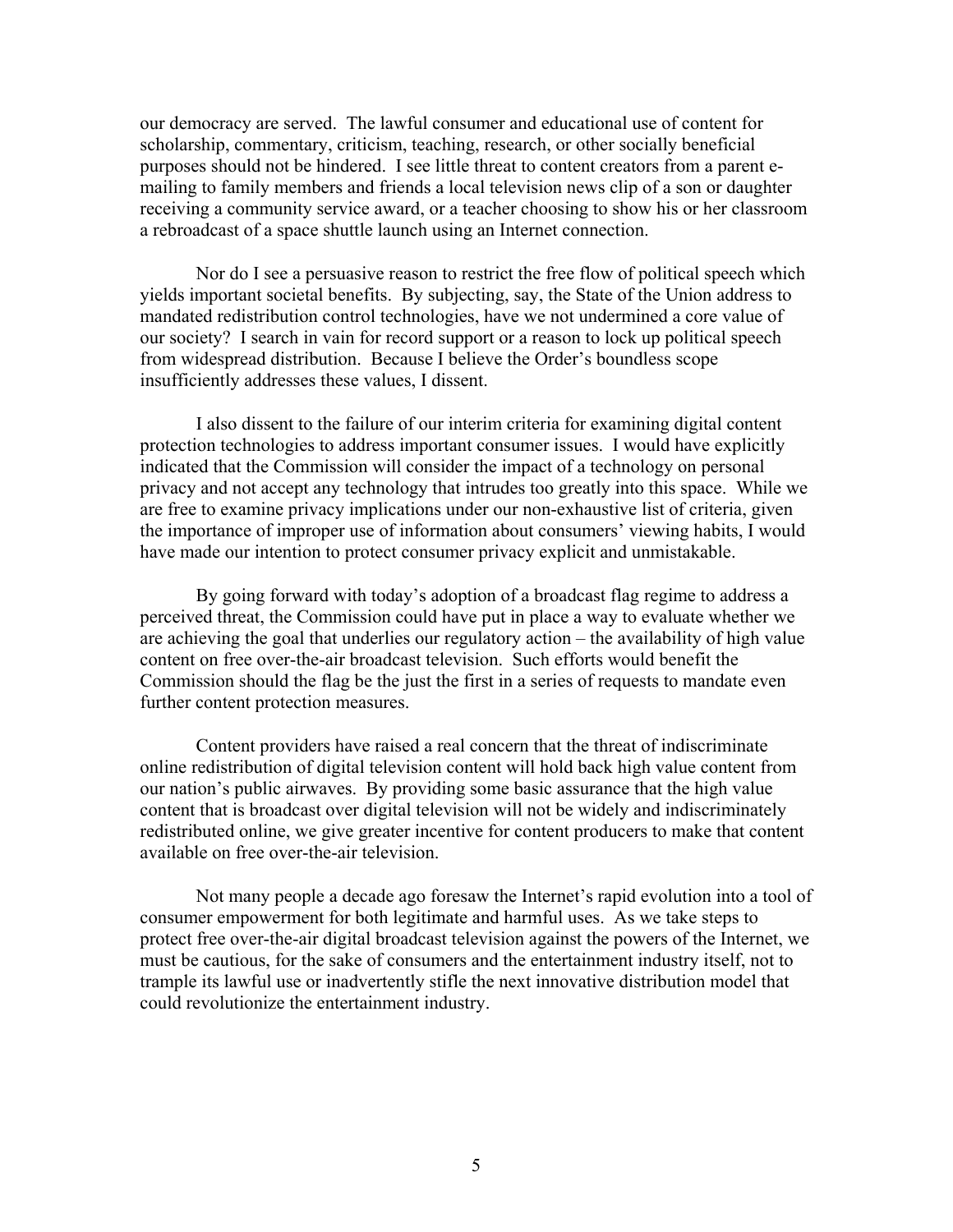our democracy are served. The lawful consumer and educational use of content for scholarship, commentary, criticism, teaching, research, or other socially beneficial purposes should not be hindered. I see little threat to content creators from a parent e-mailing to family members and friends a local television news clip of a son or daughter receiving a community service award, or a teacher choosing to show his or her classroom a rebroadcast of a space shuttle launch using an Internet connection.

Nor do I see a persuasive reason to restrict the free flow of political speech which yields important societal benefits. By subjecting, say, the State of the Union address to mandated redistribution control technologies, have we not undermined a core value of our society? I search in vain for record support or a reason to lock up political speech from widespread distribution. Because I believe the Order's boundless scope insufficiently addresses these values, I dissent.

I also dissent to the failure of our interim criteria for examining digital content protection technologies to address important consumer issues. I would have explicitly indicated that the Commission will consider the impact of a technology on personal privacy and not accept any technology that intrudes too greatly into this space. While we are free to examine privacy implications under our non-exhaustive list of criteria, given the importance of improper use of information about consumers' viewing habits, I would have made our intention to protect consumer privacy explicit and unmistakable.

By going forward with today's adoption of a broadcast flag regime to address a perceived threat, the Commission could have put in place a way to evaluate whether we are achieving the goal that underlies our regulatory action – the availability of high value content on free over-the-air broadcast television. Such efforts would benefit the Commission should the flag be the just the first in a series of requests to mandate even further content protection measures.

Content providers have raised a real concern that the threat of indiscriminate online redistribution of digital television content will hold back high value content from our nation's public airwaves. By providing some basic assurance that the high value content that is broadcast over digital television will not be widely and indiscriminately redistributed online, we give greater incentive for content producers to make that content available on free over-the-air television.

Not many people a decade ago foresaw the Internet's rapid evolution into a tool of consumer empowerment for both legitimate and harmful uses. As we take steps to protect free over-the-air digital broadcast television against the powers of the Internet, we must be cautious, for the sake of consumers and the entertainment industry itself, not to trample its lawful use or inadvertently stifle the next innovative distribution model that could revolutionize the entertainment industry.